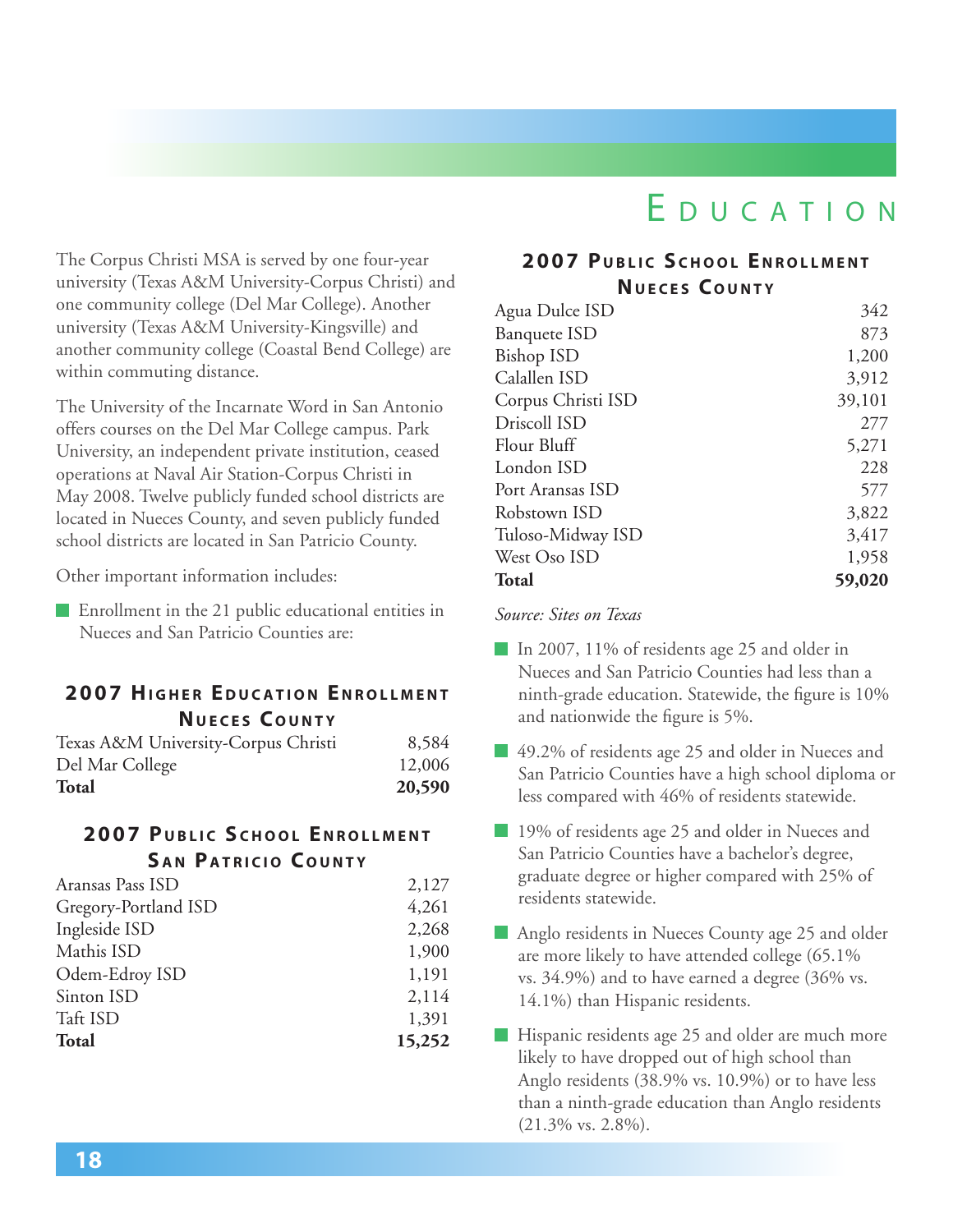# EDUCATION

The Corpus Christi MSA is served by one four-year university (Texas A&M University-Corpus Christi) and one community college (Del Mar College). Another university (Texas A&M University-Kingsville) and another community college (Coastal Bend College) are within commuting distance.

The University of the Incarnate Word in San Antonio offers courses on the Del Mar College campus. Park University, an independent private institution, ceased operations at Naval Air Station-Corpus Christi in May 2008. Twelve publicly funded school districts are located in Nueces County, and seven publicly funded school districts are located in San Patricio County.

Other important information includes:

- Enrollment in the 21 public educational entities in Nueces and San Patricio Counties are:

### 2007 Higher Education Enrollment Nueces County

| | |
|---|---|
| Texas A&M University-Corpus Christi | 8,584 |
| Del Mar College | 12,006 |
| **Total** | **20,590** |

### 2007 Public School Enrollment San Patricio County

| | |
|---|---|
| Aransas Pass ISD | 2,127 |
| Gregory-Portland ISD | 4,261 |
| Ingleside ISD | 2,268 |
| Mathis ISD | 1,900 |
| Odem-Edroy ISD | 1,191 |
| Sinton ISD | 2,114 |
| Taft ISD | 1,391 |
| **Total** | **15,252** |

### 2007 Public School Enrollment Nueces County

| | |
|---|---|
| Agua Dulce ISD | 342 |
| Banquete ISD | 873 |
| Bishop ISD | 1,200 |
| Calallen ISD | 3,912 |
| Corpus Christi ISD | 39,101 |
| Driscoll ISD | 277 |
| Flour Bluff | 5,271 |
| London ISD | 228 |
| Port Aransas ISD | 577 |
| Robstown ISD | 3,822 |
| Tuloso-Midway ISD | 3,417 |
| West Oso ISD | 1,958 |
| **Total** | **59,020** |

*Source: Sites on Texas*

- In 2007, 11% of residents age 25 and older in Nueces and San Patricio Counties had less than a ninth-grade education. Statewide, the figure is 10% and nationwide the figure is 5%.
- 49.2% of residents age 25 and older in Nueces and San Patricio Counties have a high school diploma or less compared with 46% of residents statewide.
- 19% of residents age 25 and older in Nueces and San Patricio Counties have a bachelor's degree, graduate degree or higher compared with 25% of residents statewide.
- Anglo residents in Nueces County age 25 and older are more likely to have attended college (65.1% vs. 34.9%) and to have earned a degree (36% vs. 14.1%) than Hispanic residents.
- Hispanic residents age 25 and older are much more likely to have dropped out of high school than Anglo residents (38.9% vs. 10.9%) or to have less than a ninth-grade education than Anglo residents (21.3% vs. 2.8%).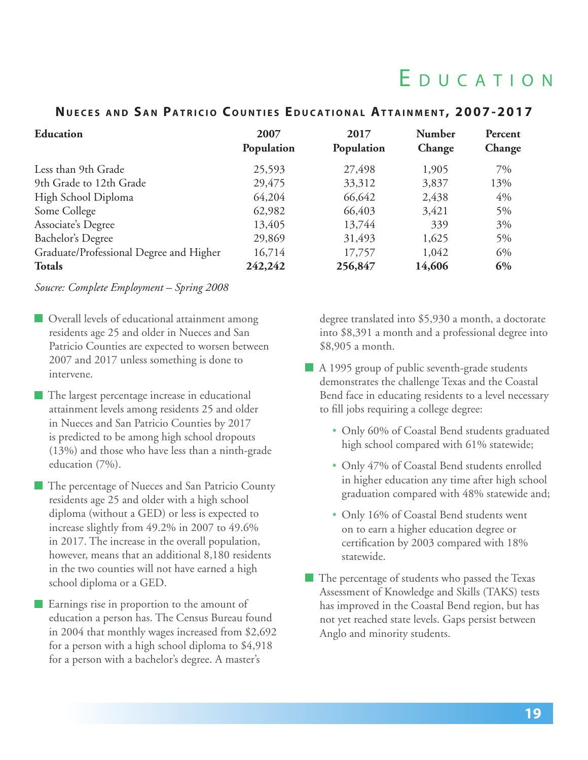# Education

## Nueces and San Patricio Counties Educational Attainment, 2007-2017

| Education | 2007 Population | 2017 Population | Number Change | Percent Change |
|---|---|---|---|---|
| Less than 9th Grade | 25,593 | 27,498 | 1,905 | 7% |
| 9th Grade to 12th Grade | 29,475 | 33,312 | 3,837 | 13% |
| High School Diploma | 64,204 | 66,642 | 2,438 | 4% |
| Some College | 62,982 | 66,403 | 3,421 | 5% |
| Associate's Degree | 13,405 | 13,744 | 339 | 3% |
| Bachelor's Degree | 29,869 | 31,493 | 1,625 | 5% |
| Graduate/Professional Degree and Higher | 16,714 | 17,757 | 1,042 | 6% |
| **Totals** | **242,242** | **256,847** | **14,606** | **6%** |

*Soucre: Complete Employment – Spring 2008*

- Overall levels of educational attainment among residents age 25 and older in Nueces and San Patricio Counties are expected to worsen between 2007 and 2017 unless something is done to intervene.
- The largest percentage increase in educational attainment levels among residents 25 and older in Nueces and San Patricio Counties by 2017 is predicted to be among high school dropouts (13%) and those who have less than a ninth-grade education (7%).
- The percentage of Nueces and San Patricio County residents age 25 and older with a high school diploma (without a GED) or less is expected to increase slightly from 49.2% in 2007 to 49.6% in 2017. The increase in the overall population, however, means that an additional 8,180 residents in the two counties will not have earned a high school diploma or a GED.
- Earnings rise in proportion to the amount of education a person has. The Census Bureau found in 2004 that monthly wages increased from $2,692 for a person with a high school diploma to $4,918 for a person with a bachelor's degree. A master's degree translated into $5,930 a month, a doctorate into $8,391 a month and a professional degree into $8,905 a month.
- A 1995 group of public seventh-grade students demonstrates the challenge Texas and the Coastal Bend face in educating residents to a level necessary to fill jobs requiring a college degree:
  - Only 60% of Coastal Bend students graduated high school compared with 61% statewide;
  - Only 47% of Coastal Bend students enrolled in higher education any time after high school graduation compared with 48% statewide and;
  - Only 16% of Coastal Bend students went on to earn a higher education degree or certification by 2003 compared with 18% statewide.
- The percentage of students who passed the Texas Assessment of Knowledge and Skills (TAKS) tests has improved in the Coastal Bend region, but has not yet reached state levels. Gaps persist between Anglo and minority students.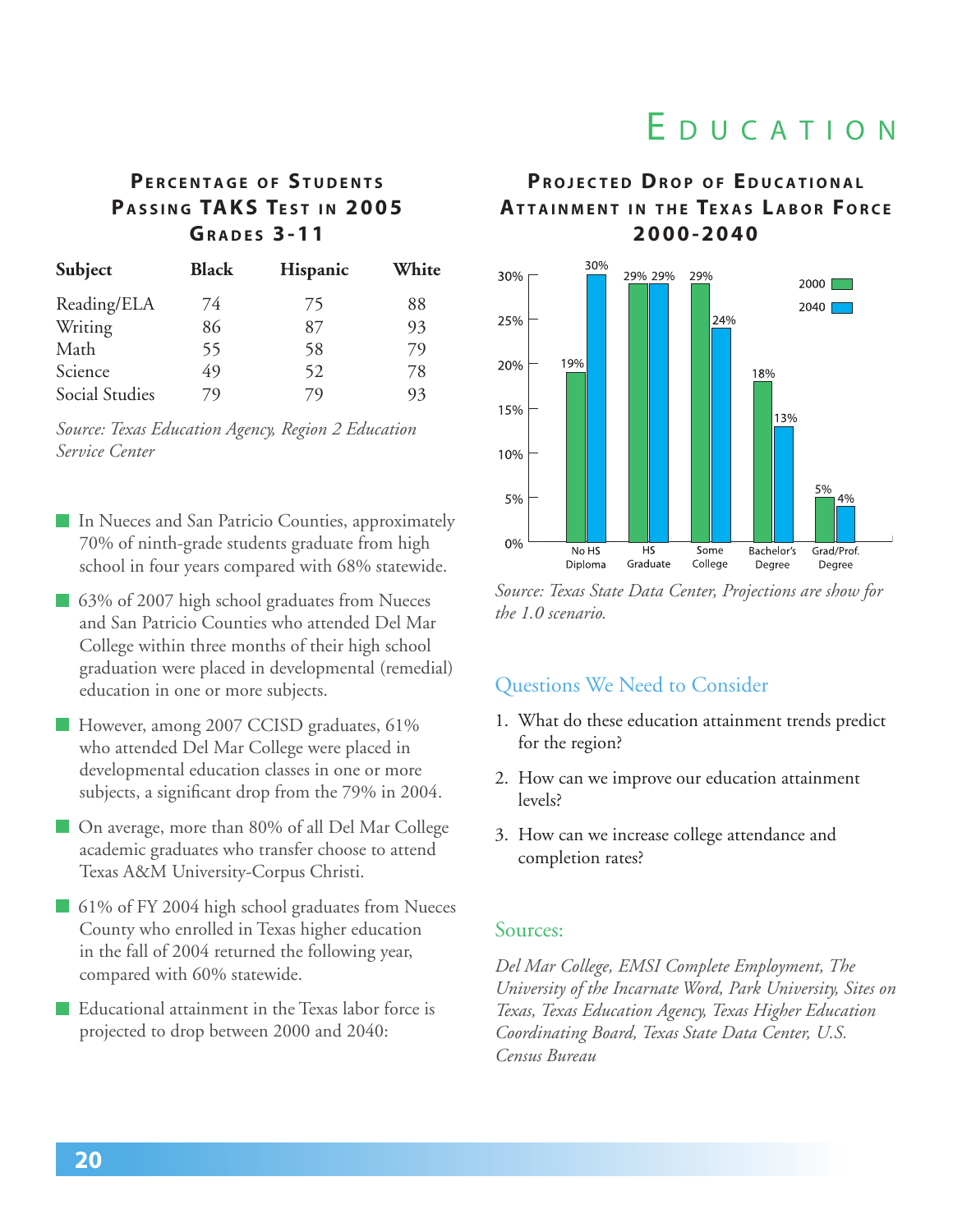# Education

### Percentage of Students Passing TAKS Test in 2005 Grades 3-11

| Subject | Black | Hispanic | White |
|---|---|---|---|
| Reading/ELA | 74 | 75 | 88 |
| Writing | 86 | 87 | 93 |
| Math | 55 | 58 | 79 |
| Science | 49 | 52 | 78 |
| Social Studies | 79 | 79 | 93 |

*Source: Texas Education Agency, Region 2 Education Service Center*

- In Nueces and San Patricio Counties, approximately 70% of ninth-grade students graduate from high school in four years compared with 68% statewide.
- 63% of 2007 high school graduates from Nueces and San Patricio Counties who attended Del Mar College within three months of their high school graduation were placed in developmental (remedial) education in one or more subjects.
- However, among 2007 CCISD graduates, 61% who attended Del Mar College were placed in developmental education classes in one or more subjects, a significant drop from the 79% in 2004.
- On average, more than 80% of all Del Mar College academic graduates who transfer choose to attend Texas A&M University-Corpus Christi.
- 61% of FY 2004 high school graduates from Nueces County who enrolled in Texas higher education in the fall of 2004 returned the following year, compared with 60% statewide.
- Educational attainment in the Texas labor force is projected to drop between 2000 and 2040:

### Projected Drop of Educational Attainment in the Texas Labor Force 2000-2040

2000
2040

30%
25%
20%
15%
10%
5%
0%

No HS Diploma: 19% 30%
HS Graduate: 29% 29%
Some College: 29% 24%
Bachelor's Degree: 18% 13%
Grad/Prof. Degree: 5% 4%

*Source: Texas State Data Center, Projections are show for the 1.0 scenario.*

## Questions We Need to Consider

1. What do these education attainment trends predict for the region?
2. How can we improve our education attainment levels?
3. How can we increase college attendance and completion rates?

## Sources:

*Del Mar College, EMSI Complete Employment, The University of the Incarnate Word, Park University, Sites on Texas, Texas Education Agency, Texas Higher Education Coordinating Board, Texas State Data Center, U.S. Census Bureau*